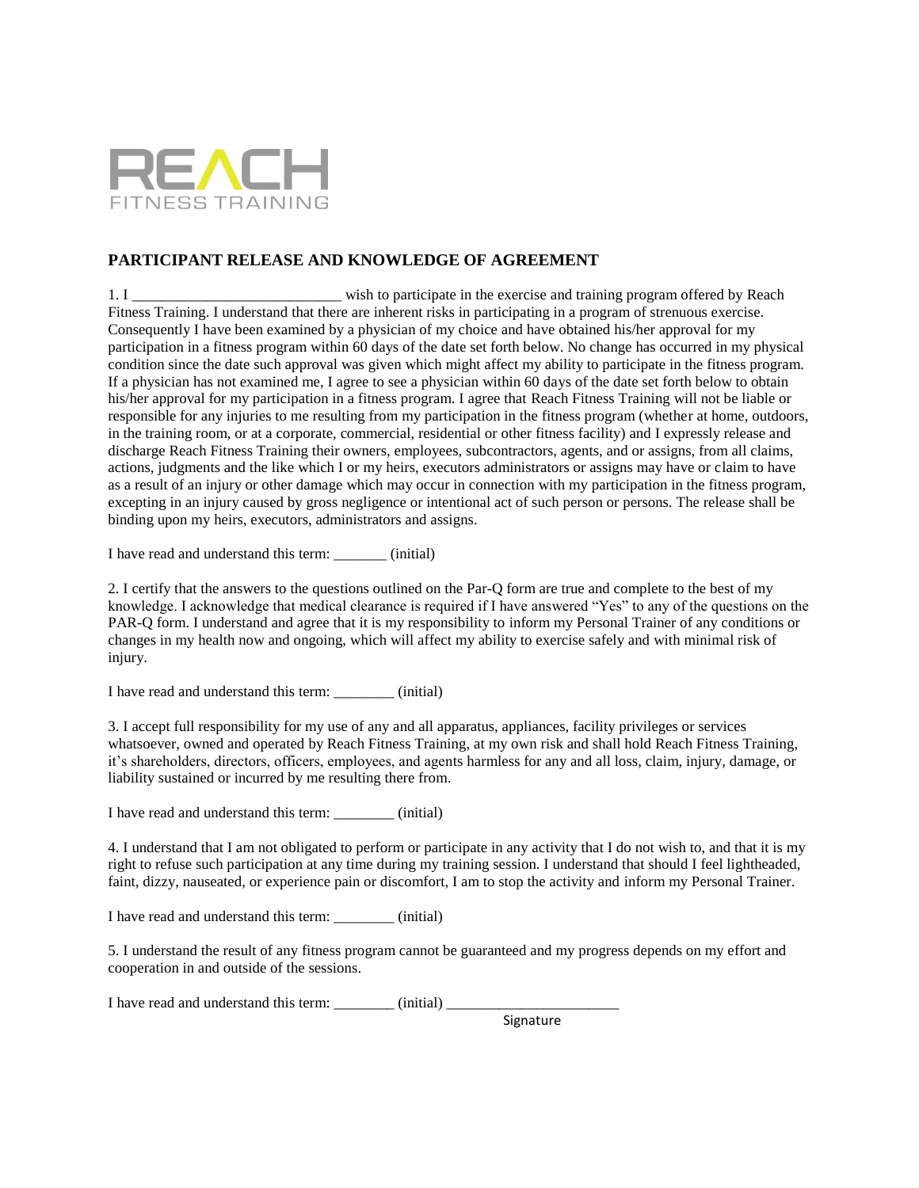REACH
FITNESS TRAINING

## PARTICIPANT RELEASE AND KNOWLEDGE OF AGREEMENT

1. I ____________________________ wish to participate in the exercise and training program offered by Reach Fitness Training. I understand that there are inherent risks in participating in a program of strenuous exercise. Consequently I have been examined by a physician of my choice and have obtained his/her approval for my participation in a fitness program within 60 days of the date set forth below. No change has occurred in my physical condition since the date such approval was given which might affect my ability to participate in the fitness program. If a physician has not examined me, I agree to see a physician within 60 days of the date set forth below to obtain his/her approval for my participation in a fitness program. I agree that Reach Fitness Training will not be liable or responsible for any injuries to me resulting from my participation in the fitness program (whether at home, outdoors, in the training room, or at a corporate, commercial, residential or other fitness facility) and I expressly release and discharge Reach Fitness Training their owners, employees, subcontractors, agents, and or assigns, from all claims, actions, judgments and the like which I or my heirs, executors administrators or assigns may have or claim to have as a result of an injury or other damage which may occur in connection with my participation in the fitness program, excepting in an injury caused by gross negligence or intentional act of such person or persons. The release shall be binding upon my heirs, executors, administrators and assigns.

I have read and understand this term: _______ (initial)

2. I certify that the answers to the questions outlined on the Par-Q form are true and complete to the best of my knowledge. I acknowledge that medical clearance is required if I have answered "Yes" to any of the questions on the PAR-Q form. I understand and agree that it is my responsibility to inform my Personal Trainer of any conditions or changes in my health now and ongoing, which will affect my ability to exercise safely and with minimal risk of injury.

I have read and understand this term: ________ (initial)

3. I accept full responsibility for my use of any and all apparatus, appliances, facility privileges or services whatsoever, owned and operated by Reach Fitness Training, at my own risk and shall hold Reach Fitness Training, it's shareholders, directors, officers, employees, and agents harmless for any and all loss, claim, injury, damage, or liability sustained or incurred by me resulting there from.

I have read and understand this term: ________ (initial)

4. I understand that I am not obligated to perform or participate in any activity that I do not wish to, and that it is my right to refuse such participation at any time during my training session. I understand that should I feel lightheaded, faint, dizzy, nauseated, or experience pain or discomfort, I am to stop the activity and inform my Personal Trainer.

I have read and understand this term: ________ (initial)

5. I understand the result of any fitness program cannot be guaranteed and my progress depends on my effort and cooperation in and outside of the sessions.

I have read and understand this term: ________ (initial) _______________________

Signature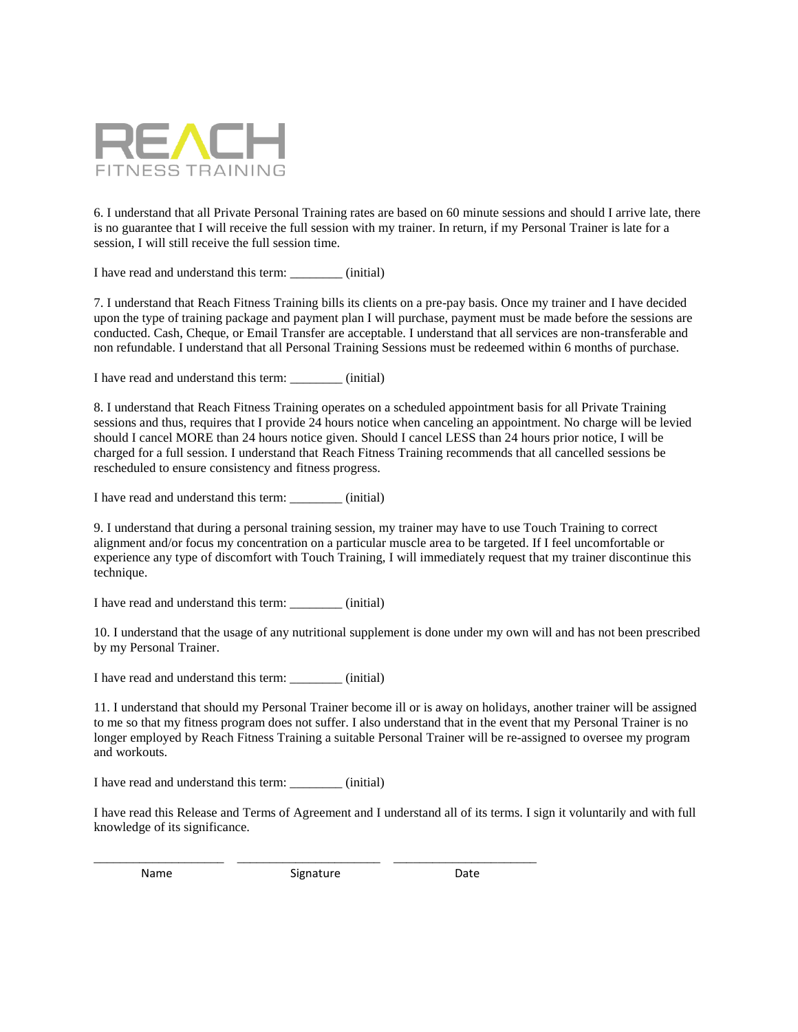REACH
FITNESS TRAINING

6. I understand that all Private Personal Training rates are based on 60 minute sessions and should I arrive late, there is no guarantee that I will receive the full session with my trainer. In return, if my Personal Trainer is late for a session, I will still receive the full session time.

I have read and understand this term: ________ (initial)

7. I understand that Reach Fitness Training bills its clients on a pre-pay basis. Once my trainer and I have decided upon the type of training package and payment plan I will purchase, payment must be made before the sessions are conducted. Cash, Cheque, or Email Transfer are acceptable. I understand that all services are non-transferable and non refundable. I understand that all Personal Training Sessions must be redeemed within 6 months of purchase.

I have read and understand this term: ________ (initial)

8. I understand that Reach Fitness Training operates on a scheduled appointment basis for all Private Training sessions and thus, requires that I provide 24 hours notice when canceling an appointment. No charge will be levied should I cancel MORE than 24 hours notice given. Should I cancel LESS than 24 hours prior notice, I will be charged for a full session. I understand that Reach Fitness Training recommends that all cancelled sessions be rescheduled to ensure consistency and fitness progress.

I have read and understand this term: ________ (initial)

9. I understand that during a personal training session, my trainer may have to use Touch Training to correct alignment and/or focus my concentration on a particular muscle area to be targeted. If I feel uncomfortable or experience any type of discomfort with Touch Training, I will immediately request that my trainer discontinue this technique.

I have read and understand this term: ________ (initial)

10. I understand that the usage of any nutritional supplement is done under my own will and has not been prescribed by my Personal Trainer.

I have read and understand this term: ________ (initial)

11. I understand that should my Personal Trainer become ill or is away on holidays, another trainer will be assigned to me so that my fitness program does not suffer. I also understand that in the event that my Personal Trainer is no longer employed by Reach Fitness Training a suitable Personal Trainer will be re-assigned to oversee my program and workouts.

I have read and understand this term: ________ (initial)

I have read this Release and Terms of Agreement and I understand all of its terms. I sign it voluntarily and with full knowledge of its significance.

____________________ ______________________ ______________________

Name Signature Date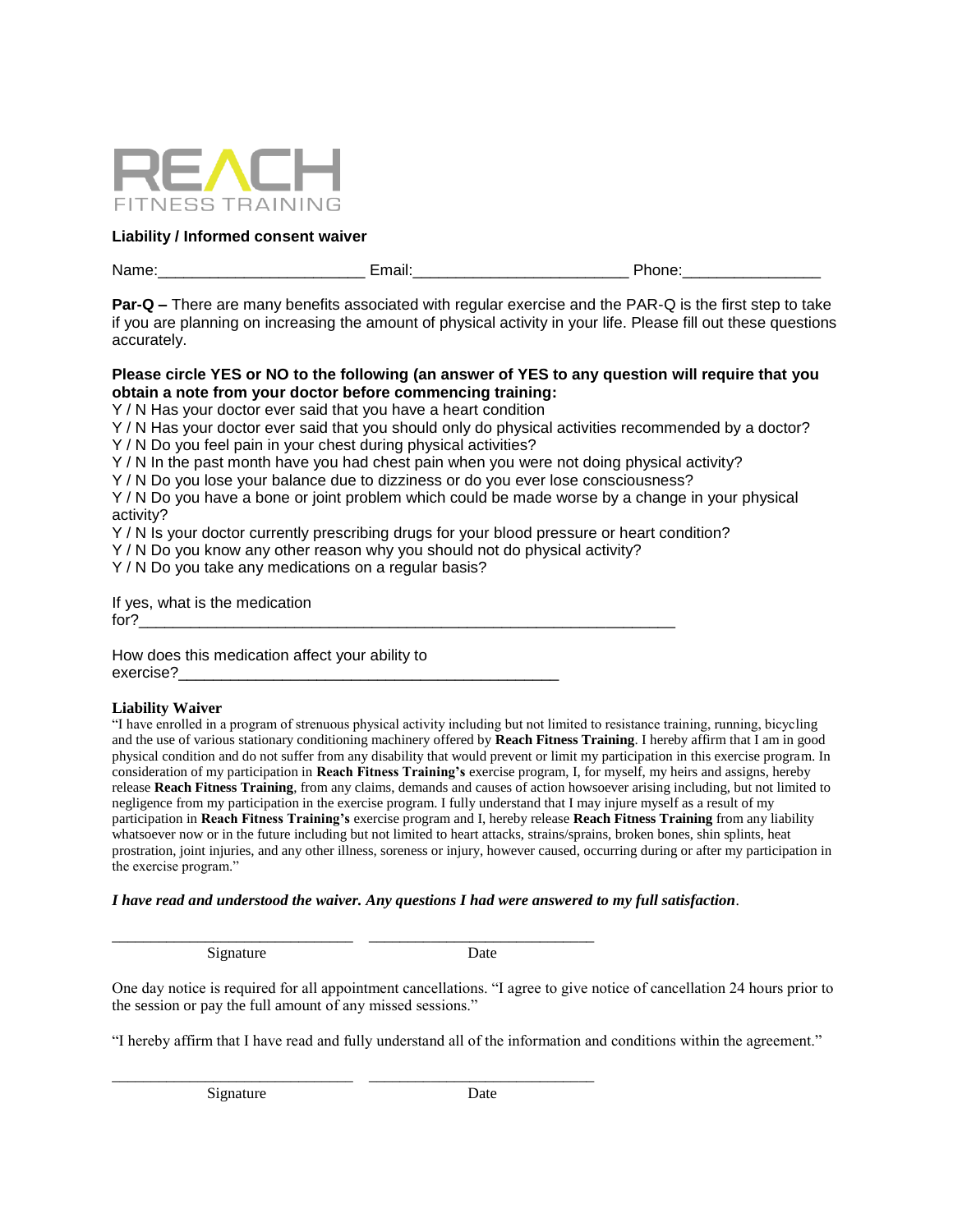REACH
FITNESS TRAINING

**Liability / Informed consent waiver**

Name:_______________________ Email:________________________ Phone:_______________

**Par-Q –** There are many benefits associated with regular exercise and the PAR-Q is the first step to take if you are planning on increasing the amount of physical activity in your life. Please fill out these questions accurately.

**Please circle YES or NO to the following (an answer of YES to any question will require that you obtain a note from your doctor before commencing training:**

Y / N Has your doctor ever said that you have a heart condition
Y / N Has your doctor ever said that you should only do physical activities recommended by a doctor?
Y / N Do you feel pain in your chest during physical activities?
Y / N In the past month have you had chest pain when you were not doing physical activity?
Y / N Do you lose your balance due to dizziness or do you ever lose consciousness?
Y / N Do you have a bone or joint problem which could be made worse by a change in your physical activity?
Y / N Is your doctor currently prescribing drugs for your blood pressure or heart condition?
Y / N Do you know any other reason why you should not do physical activity?
Y / N Do you take any medications on a regular basis?

If yes, what is the medication for?____________________________________________________________

How does this medication affect your ability to exercise?__________________________________________

**Liability Waiver**

"I have enrolled in a program of strenuous physical activity including but not limited to resistance training, running, bicycling and the use of various stationary conditioning machinery offered by **Reach Fitness Training**. I hereby affirm that I am in good physical condition and do not suffer from any disability that would prevent or limit my participation in this exercise program. In consideration of my participation in **Reach Fitness Training's** exercise program, I, for myself, my heirs and assigns, hereby release **Reach Fitness Training**, from any claims, demands and causes of action howsoever arising including, but not limited to negligence from my participation in the exercise program. I fully understand that I may injure myself as a result of my participation in **Reach Fitness Training's** exercise program and I, hereby release **Reach Fitness Training** from any liability whatsoever now or in the future including but not limited to heart attacks, strains/sprains, broken bones, shin splints, heat prostration, joint injuries, and any other illness, soreness or injury, however caused, occurring during or after my participation in the exercise program."

***I have read and understood the waiver. Any questions I had were answered to my full satisfaction*.**

_____________________________ _____________________________
Signature Date

One day notice is required for all appointment cancellations. "I agree to give notice of cancellation 24 hours prior to the session or pay the full amount of any missed sessions."

"I hereby affirm that I have read and fully understand all of the information and conditions within the agreement."

_____________________________ _____________________________
Signature Date